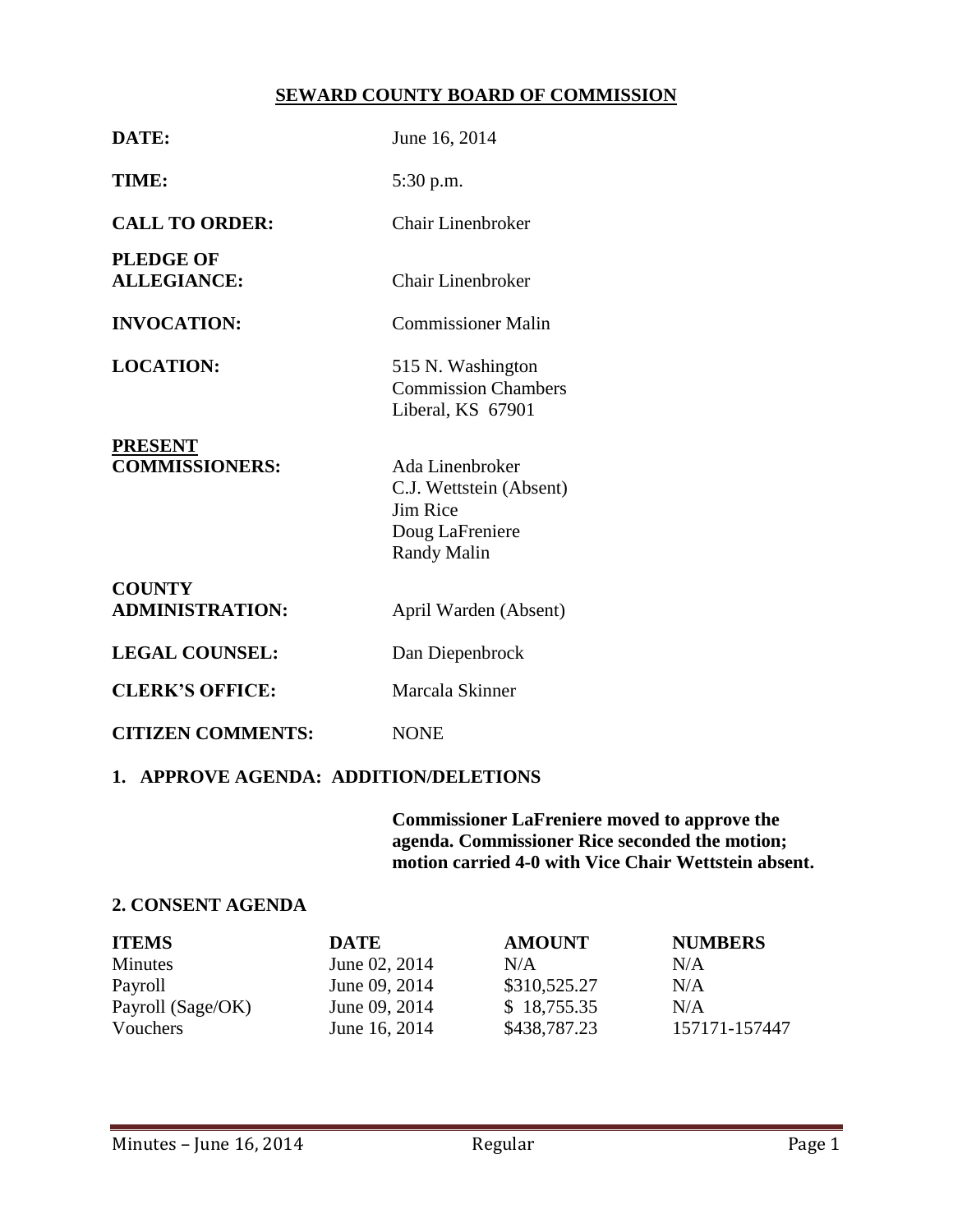## SEWARD COUNTY BOARD OF COMMISSION

**DATE:** June 16, 2014

**TIME:** 5:30 p.m.

**CALL TO ORDER:** Chair Linenbroker

**PLEDGE OF ALLEGIANCE:** Chair Linenbroker

**INVOCATION:** Commissioner Malin

**LOCATION:** 515 N. Washington
Commission Chambers
Liberal, KS 67901

**PRESENT COMMISSIONERS:**
Ada Linenbroker
C.J. Wettstein (Absent)
Jim Rice
Doug LaFreniere
Randy Malin

**COUNTY ADMINISTRATION:** April Warden (Absent)

**LEGAL COUNSEL:** Dan Diepenbrock

**CLERK'S OFFICE:** Marcala Skinner

**CITIZEN COMMENTS:** NONE

### 1. APPROVE AGENDA: ADDITION/DELETIONS

**Commissioner LaFreniere moved to approve the agenda. Commissioner Rice seconded the motion; motion carried 4-0 with Vice Chair Wettstein absent.**

### 2. CONSENT AGENDA

| ITEMS | DATE | AMOUNT | NUMBERS |
|---|---|---|---|
| Minutes | June 02, 2014 | N/A | N/A |
| Payroll | June 09, 2014 | $310,525.27 | N/A |
| Payroll (Sage/OK) | June 09, 2014 | $ 18,755.35 | N/A |
| Vouchers | June 16, 2014 | $438,787.23 | 157171-157447 |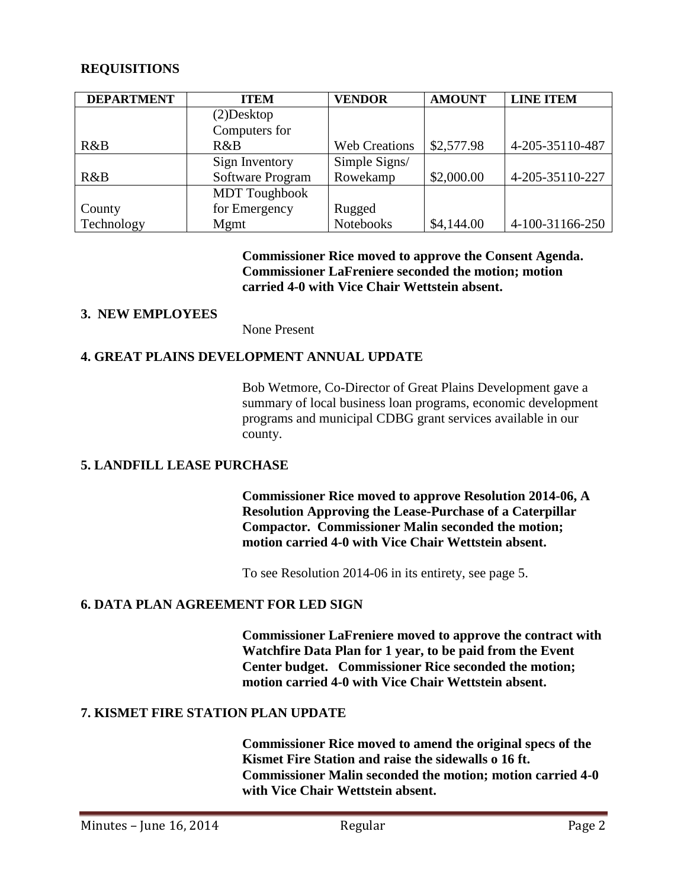**REQUISITIONS**

| DEPARTMENT | ITEM | VENDOR | AMOUNT | LINE ITEM |
|---|---|---|---|---|
| R&B | (2)Desktop Computers for R&B | Web Creations | $2,577.98 | 4-205-35110-487 |
| R&B | Sign Inventory Software Program | Simple Signs/ Rowekamp | $2,000.00 | 4-205-35110-227 |
| County Technology | MDT Toughbook for Emergency Mgmt | Rugged Notebooks | $4,144.00 | 4-100-31166-250 |

**Commissioner Rice moved to approve the Consent Agenda. Commissioner LaFreniere seconded the motion; motion carried 4-0 with Vice Chair Wettstein absent.**

**3. NEW EMPLOYEES**

None Present

**4. GREAT PLAINS DEVELOPMENT ANNUAL UPDATE**

Bob Wetmore, Co-Director of Great Plains Development gave a summary of local business loan programs, economic development programs and municipal CDBG grant services available in our county.

**5. LANDFILL LEASE PURCHASE**

**Commissioner Rice moved to approve Resolution 2014-06, A Resolution Approving the Lease-Purchase of a Caterpillar Compactor. Commissioner Malin seconded the motion; motion carried 4-0 with Vice Chair Wettstein absent.**

To see Resolution 2014-06 in its entirety, see page 5.

**6. DATA PLAN AGREEMENT FOR LED SIGN**

**Commissioner LaFreniere moved to approve the contract with Watchfire Data Plan for 1 year, to be paid from the Event Center budget. Commissioner Rice seconded the motion; motion carried 4-0 with Vice Chair Wettstein absent.**

**7. KISMET FIRE STATION PLAN UPDATE**

**Commissioner Rice moved to amend the original specs of the Kismet Fire Station and raise the sidewalls o 16 ft. Commissioner Malin seconded the motion; motion carried 4-0 with Vice Chair Wettstein absent.**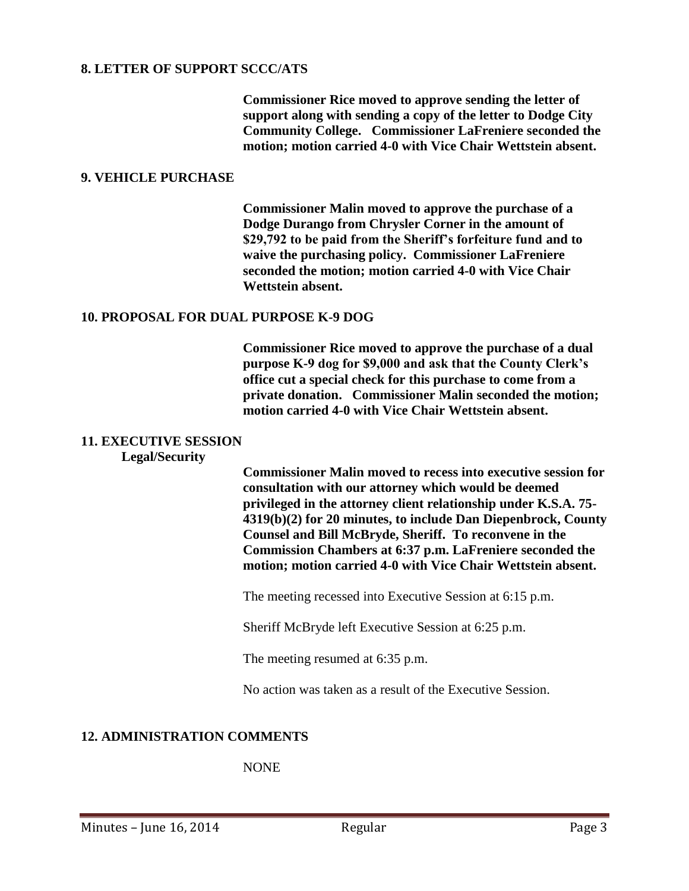## 8. LETTER OF SUPPORT SCCC/ATS

**Commissioner Rice moved to approve sending the letter of support along with sending a copy of the letter to Dodge City Community College. Commissioner LaFreniere seconded the motion; motion carried 4-0 with Vice Chair Wettstein absent.**

## 9. VEHICLE PURCHASE

**Commissioner Malin moved to approve the purchase of a Dodge Durango from Chrysler Corner in the amount of $29,792 to be paid from the Sheriff's forfeiture fund and to waive the purchasing policy. Commissioner LaFreniere seconded the motion; motion carried 4-0 with Vice Chair Wettstein absent.**

## 10. PROPOSAL FOR DUAL PURPOSE K-9 DOG

**Commissioner Rice moved to approve the purchase of a dual purpose K-9 dog for $9,000 and ask that the County Clerk's office cut a special check for this purchase to come from a private donation. Commissioner Malin seconded the motion; motion carried 4-0 with Vice Chair Wettstein absent.**

## 11. EXECUTIVE SESSION

**Legal/Security**

**Commissioner Malin moved to recess into executive session for consultation with our attorney which would be deemed privileged in the attorney client relationship under K.S.A. 75-4319(b)(2) for 20 minutes, to include Dan Diepenbrock, County Counsel and Bill McBryde, Sheriff. To reconvene in the Commission Chambers at 6:37 p.m. LaFreniere seconded the motion; motion carried 4-0 with Vice Chair Wettstein absent.**

The meeting recessed into Executive Session at 6:15 p.m.

Sheriff McBryde left Executive Session at 6:25 p.m.

The meeting resumed at 6:35 p.m.

No action was taken as a result of the Executive Session.

## 12. ADMINISTRATION COMMENTS

NONE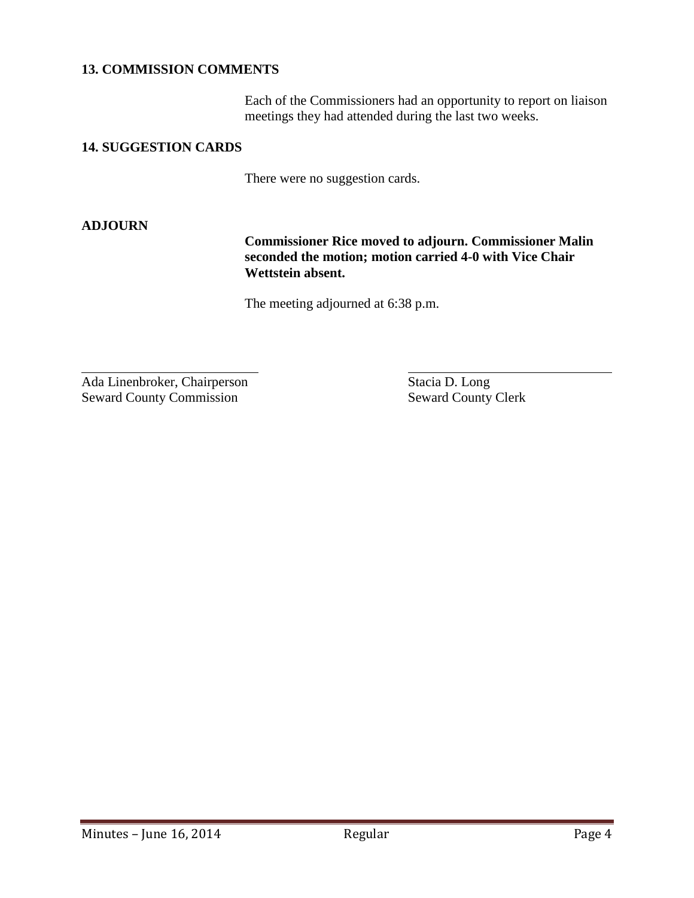**13. COMMISSION COMMENTS**

Each of the Commissioners had an opportunity to report on liaison meetings they had attended during the last two weeks.

**14. SUGGESTION CARDS**

There were no suggestion cards.

**ADJOURN**

**Commissioner Rice moved to adjourn. Commissioner Malin seconded the motion; motion carried 4-0 with Vice Chair Wettstein absent.**

The meeting adjourned at 6:38 p.m.

\_\_\_\_\_\_\_\_\_\_\_\_\_\_\_\_\_\_\_\_\_\_\_\_\_\_\_\_
Ada Linenbroker, Chairperson
Seward County Commission

\_\_\_\_\_\_\_\_\_\_\_\_\_\_\_\_\_\_\_\_\_\_\_\_\_\_\_\_
Stacia D. Long
Seward County Clerk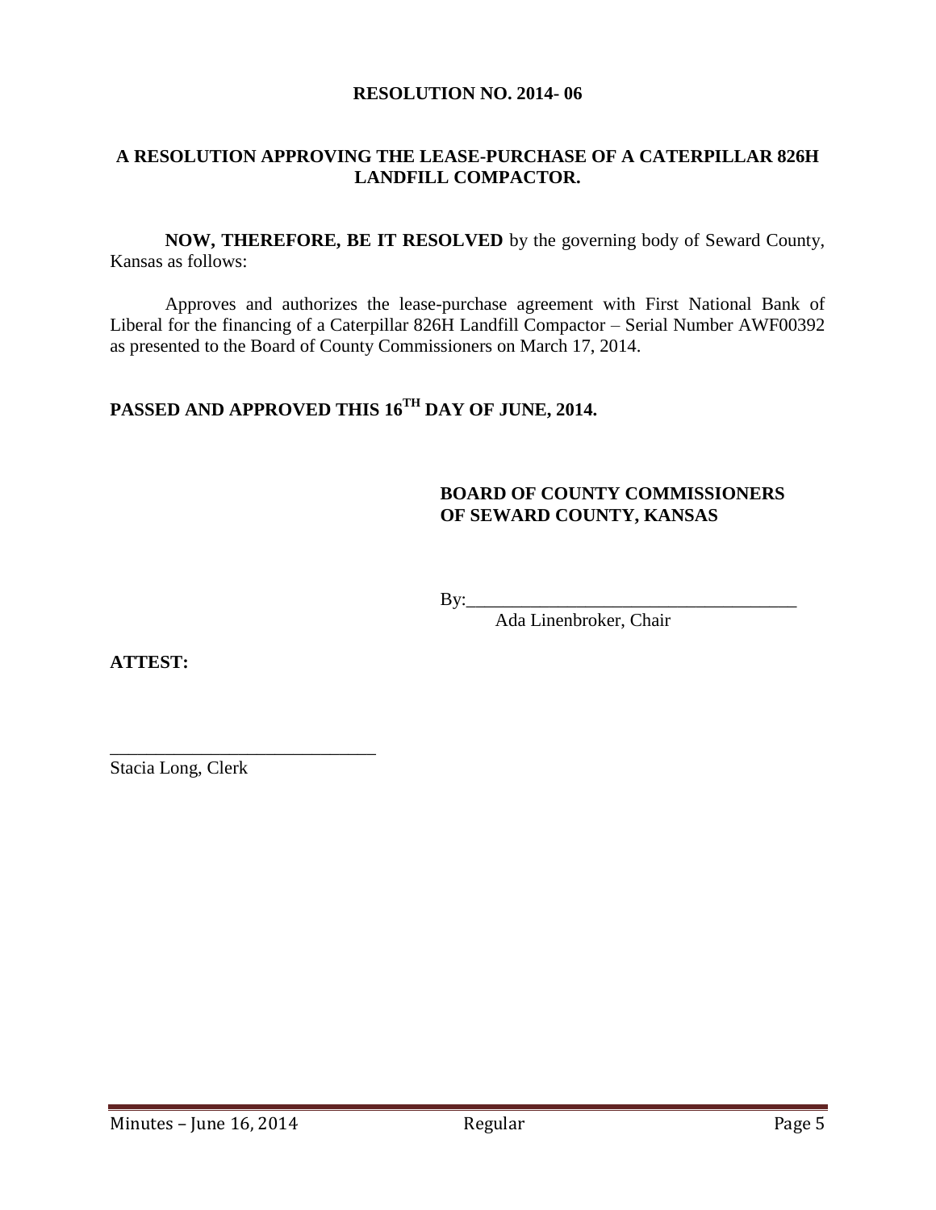**RESOLUTION NO. 2014- 06**

**A RESOLUTION APPROVING THE LEASE-PURCHASE OF A CATERPILLAR 826H LANDFILL COMPACTOR.**

**NOW, THEREFORE, BE IT RESOLVED** by the governing body of Seward County, Kansas as follows:

Approves and authorizes the lease-purchase agreement with First National Bank of Liberal for the financing of a Caterpillar 826H Landfill Compactor – Serial Number AWF00392 as presented to the Board of County Commissioners on March 17, 2014.

**PASSED AND APPROVED THIS 16TH DAY OF JUNE, 2014.**

**BOARD OF COUNTY COMMISSIONERS**
**OF SEWARD COUNTY, KANSAS**

By:____________________________________
Ada Linenbroker, Chair

**ATTEST:**

_____________________________
Stacia Long, Clerk